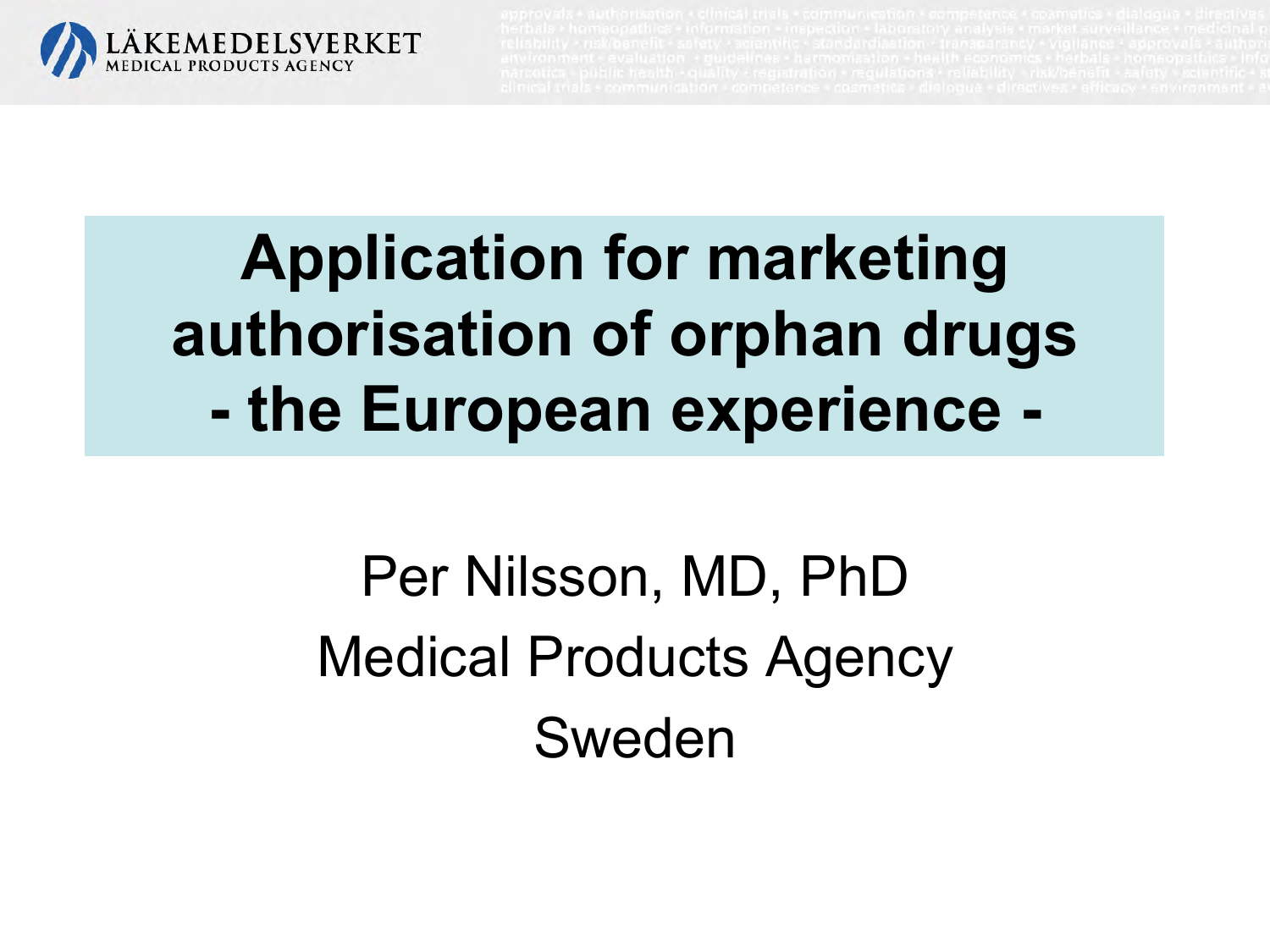# Application for marketing authorisation of orphan drugs - the European experience -

Per Nilsson, MD, PhD

Medical Products Agency

Sweden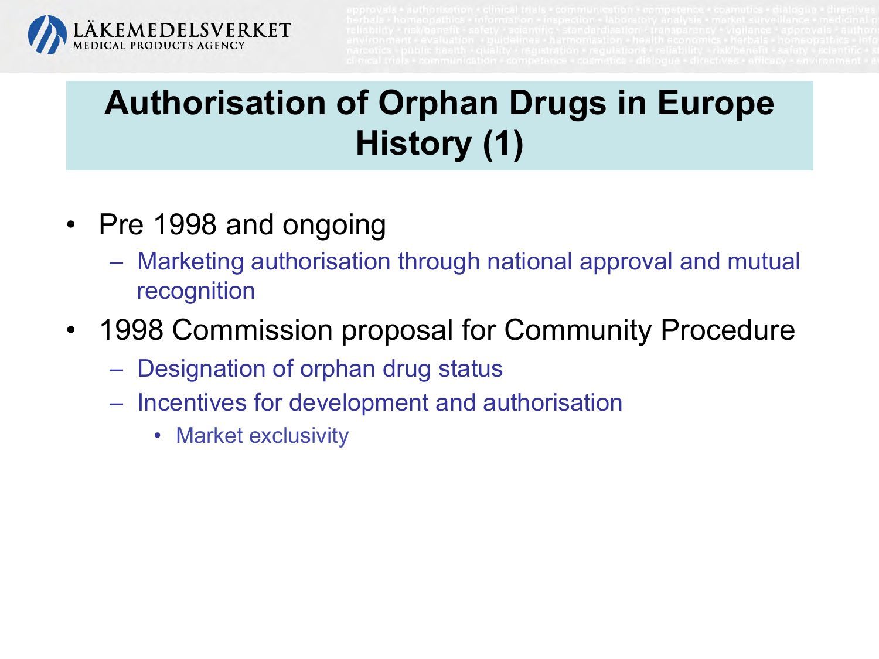# Authorisation of Orphan Drugs in Europe History (1)

- Pre 1998 and ongoing
  - Marketing authorisation through national approval and mutual recognition
- 1998 Commission proposal for Community Procedure
  - Designation of orphan drug status
  - Incentives for development and authorisation
    - Market exclusivity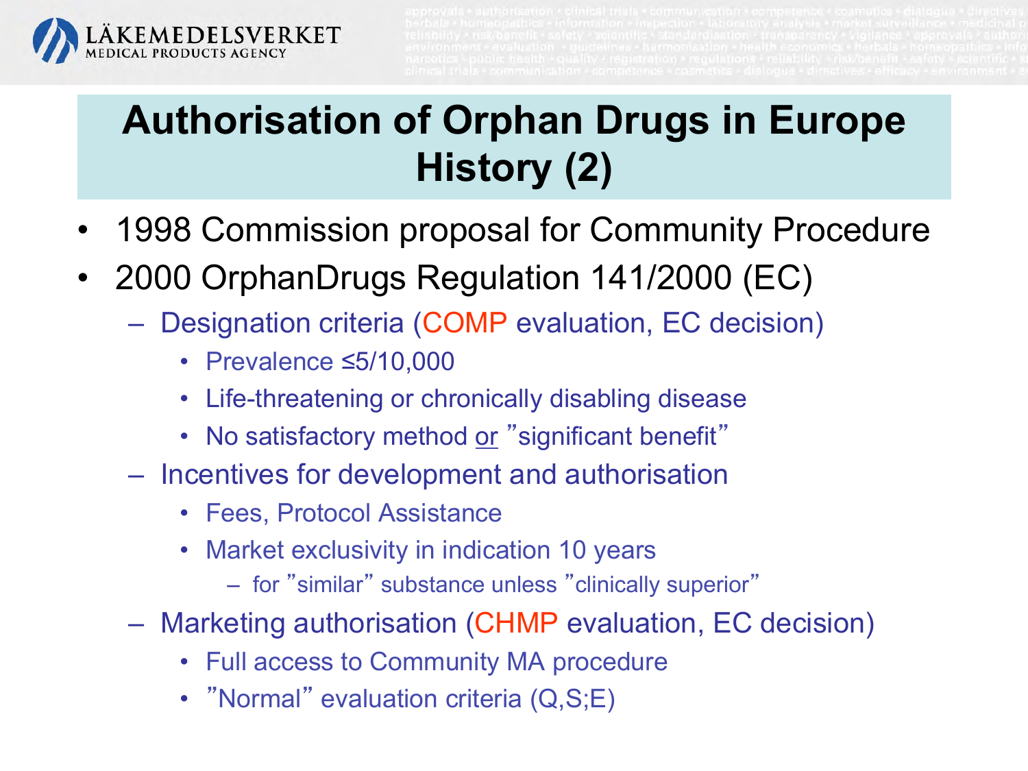# Authorisation of Orphan Drugs in Europe History (2)

- 1998 Commission proposal for Community Procedure
- 2000 OrphanDrugs Regulation 141/2000 (EC)
  - Designation criteria (COMP evaluation, EC decision)
    - Prevalence ≤5/10,000
    - Life-threatening or chronically disabling disease
    - No satisfactory method or ”significant benefit”
  - Incentives for development and authorisation
    - Fees, Protocol Assistance
    - Market exclusivity in indication 10 years
      - for ”similar” substance unless ”clinically superior”
  - Marketing authorisation (CHMP evaluation, EC decision)
    - Full access to Community MA procedure
    - ”Normal” evaluation criteria (Q,S;E)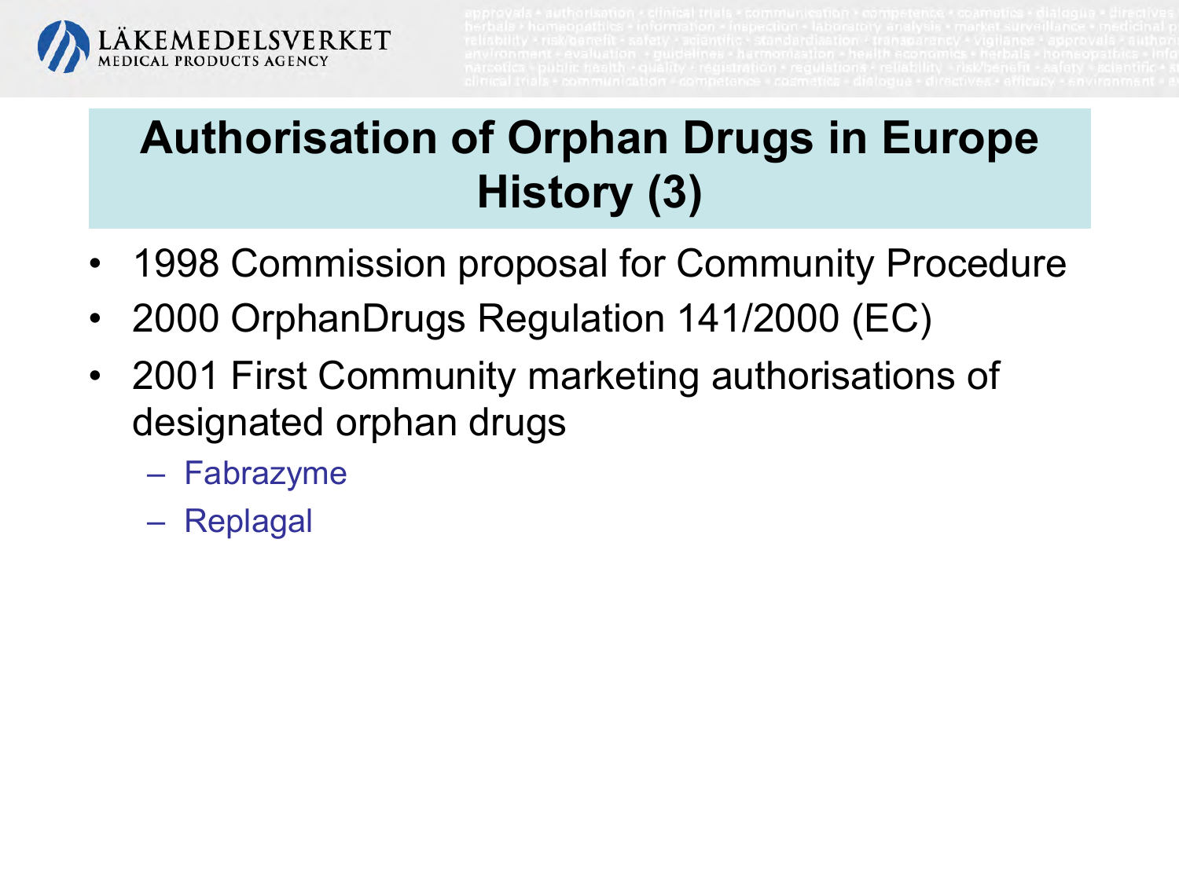# Authorisation of Orphan Drugs in Europe History (3)

- 1998 Commission proposal for Community Procedure
- 2000 OrphanDrugs Regulation 141/2000 (EC)
- 2001 First Community marketing authorisations of designated orphan drugs
  - Fabrazyme
  - Replagal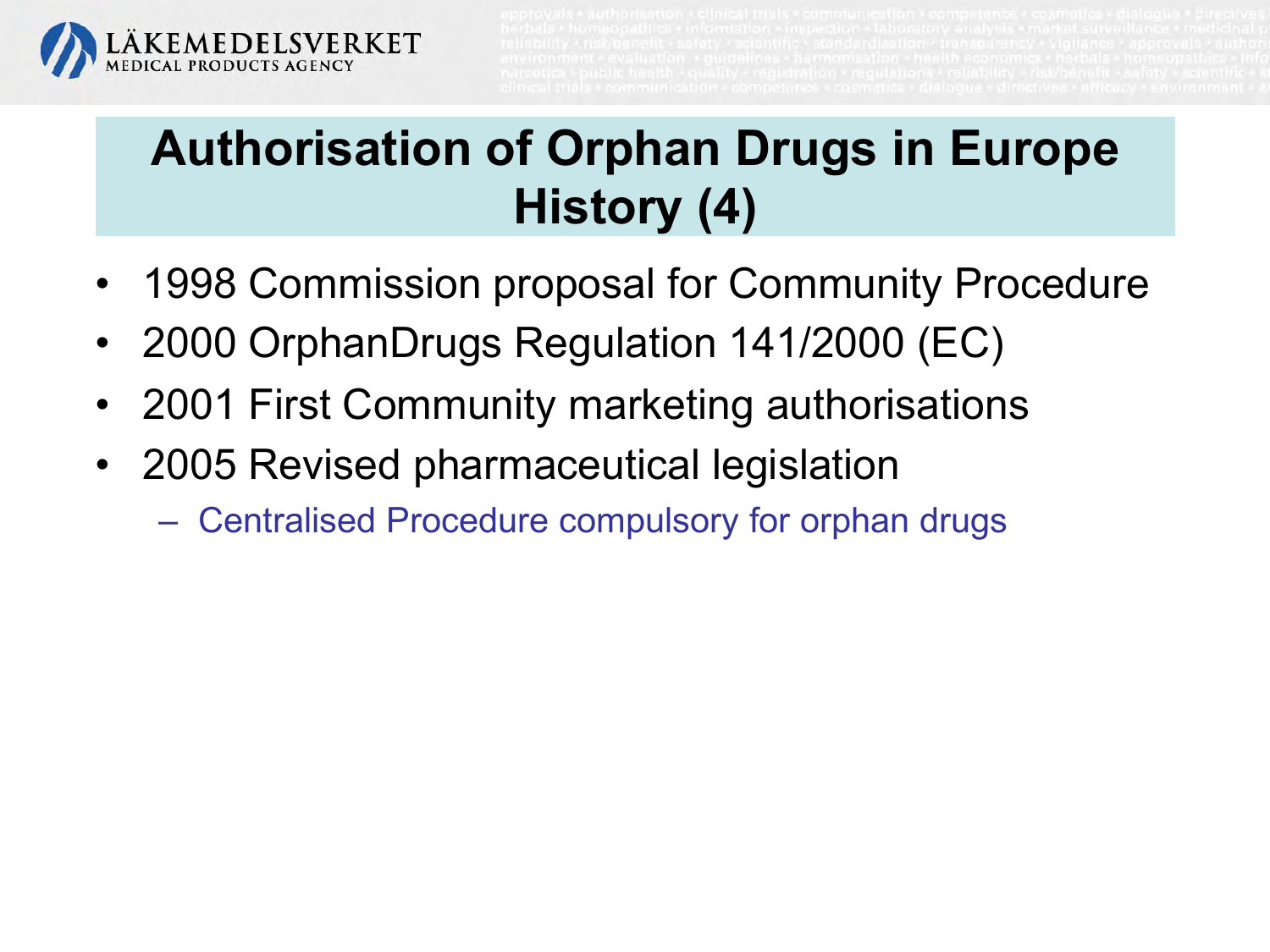# Authorisation of Orphan Drugs in Europe History (4)

- 1998 Commission proposal for Community Procedure
- 2000 OrphanDrugs Regulation 141/2000 (EC)
- 2001 First Community marketing authorisations
- 2005 Revised pharmaceutical legislation
  - Centralised Procedure compulsory for orphan drugs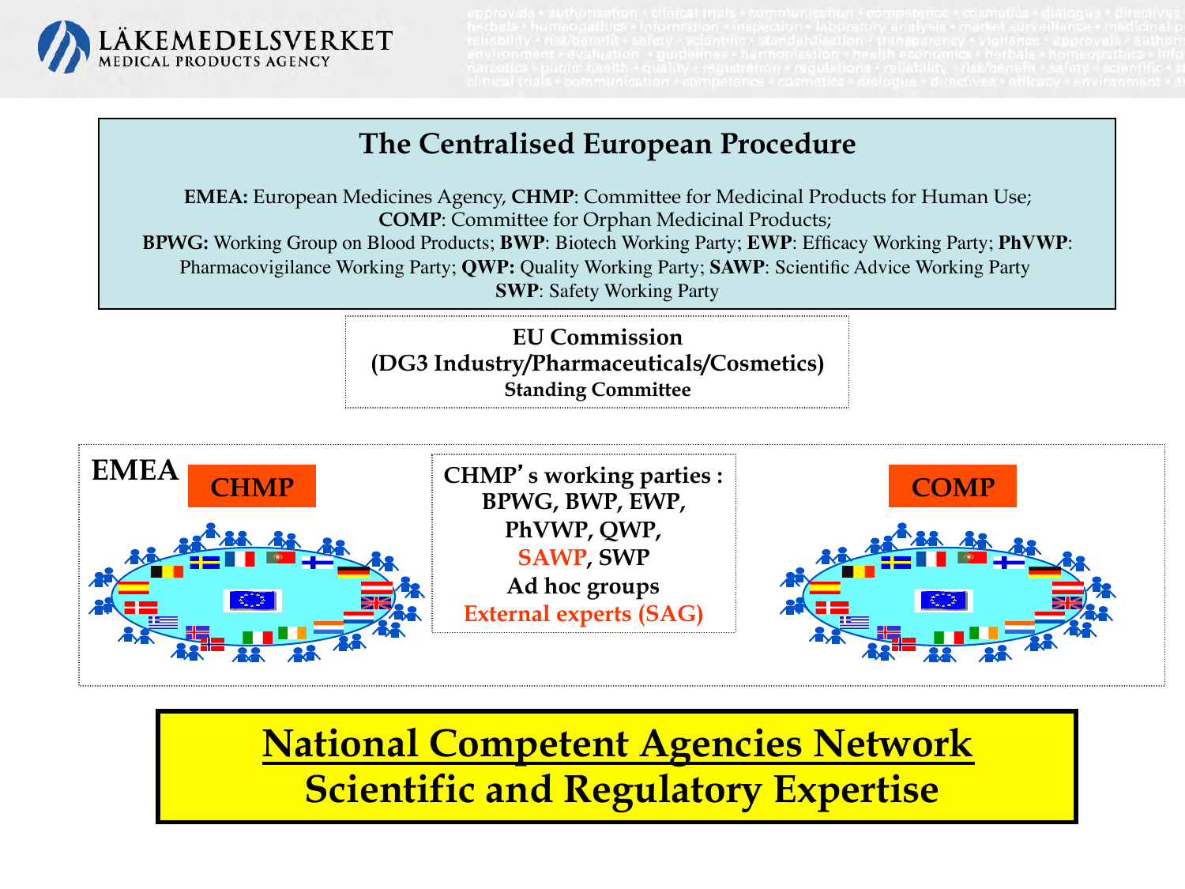# The Centralised European Procedure

**EMEA:** European Medicines Agency, **CHMP**: Committee for Medicinal Products for Human Use; **COMP**: Committee for Orphan Medicinal Products; **BPWG:** Working Group on Blood Products; **BWP**: Biotech Working Party; **EWP**: Efficacy Working Party; **PhVWP**: Pharmacovigilance Working Party; **QWP:** Quality Working Party; **SAWP**: Scientific Advice Working Party **SWP**: Safety Working Party

**EU Commission**
**(DG3 Industry/Pharmaceuticals/Cosmetics)**
**Standing Committee**

**EMEA**

**CHMP**

**CHMP's working parties :**
**BPWG, BWP, EWP,**
**PhVWP, QWP,**
**SAWP, SWP**
**Ad hoc groups**
**External experts (SAG)**

**COMP**

## National Competent Agencies Network
## Scientific and Regulatory Expertise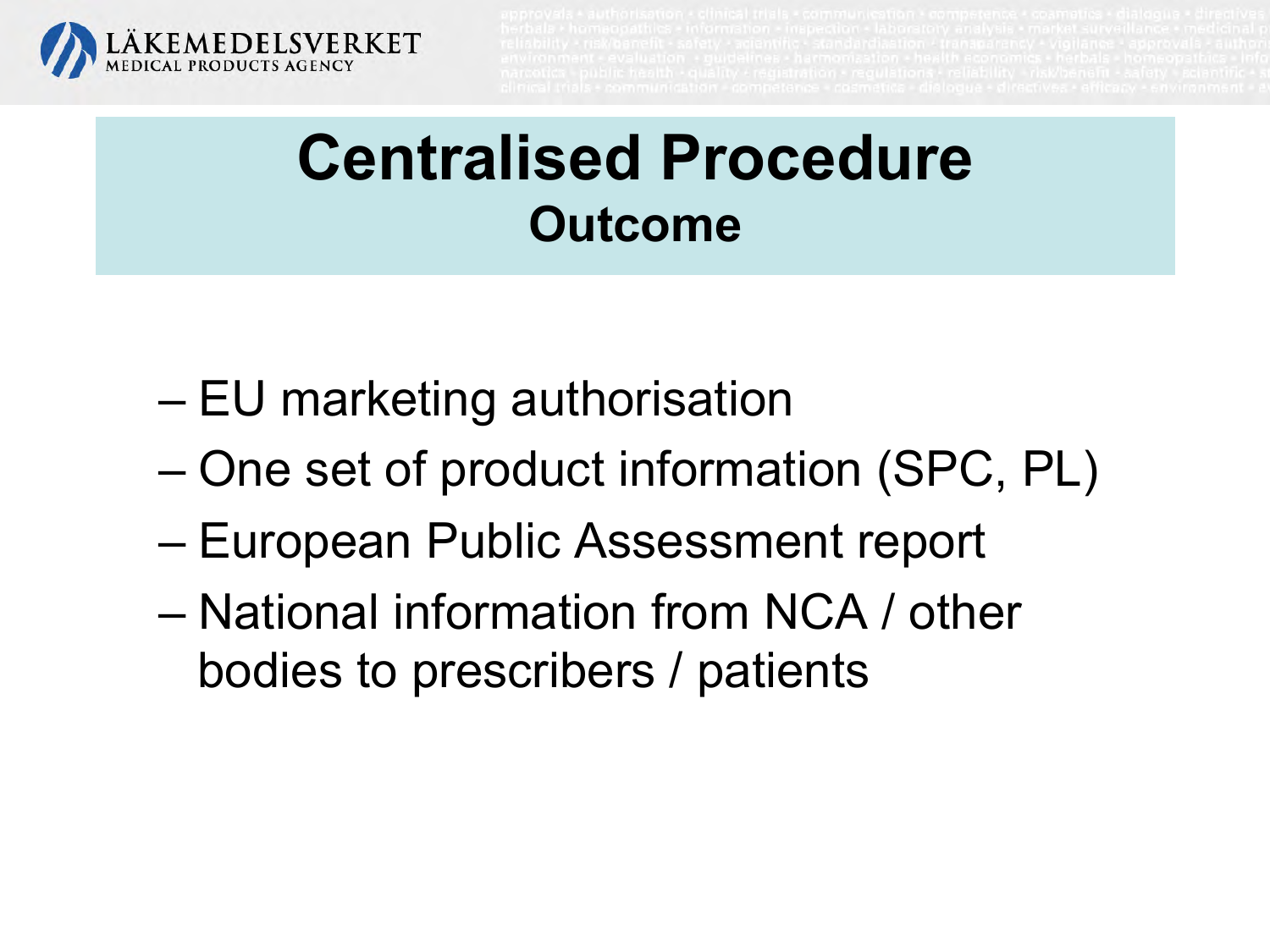# Centralised Procedure
## Outcome

- EU marketing authorisation
- One set of product information (SPC, PL)
- European Public Assessment report
- National information from NCA / other bodies to prescribers / patients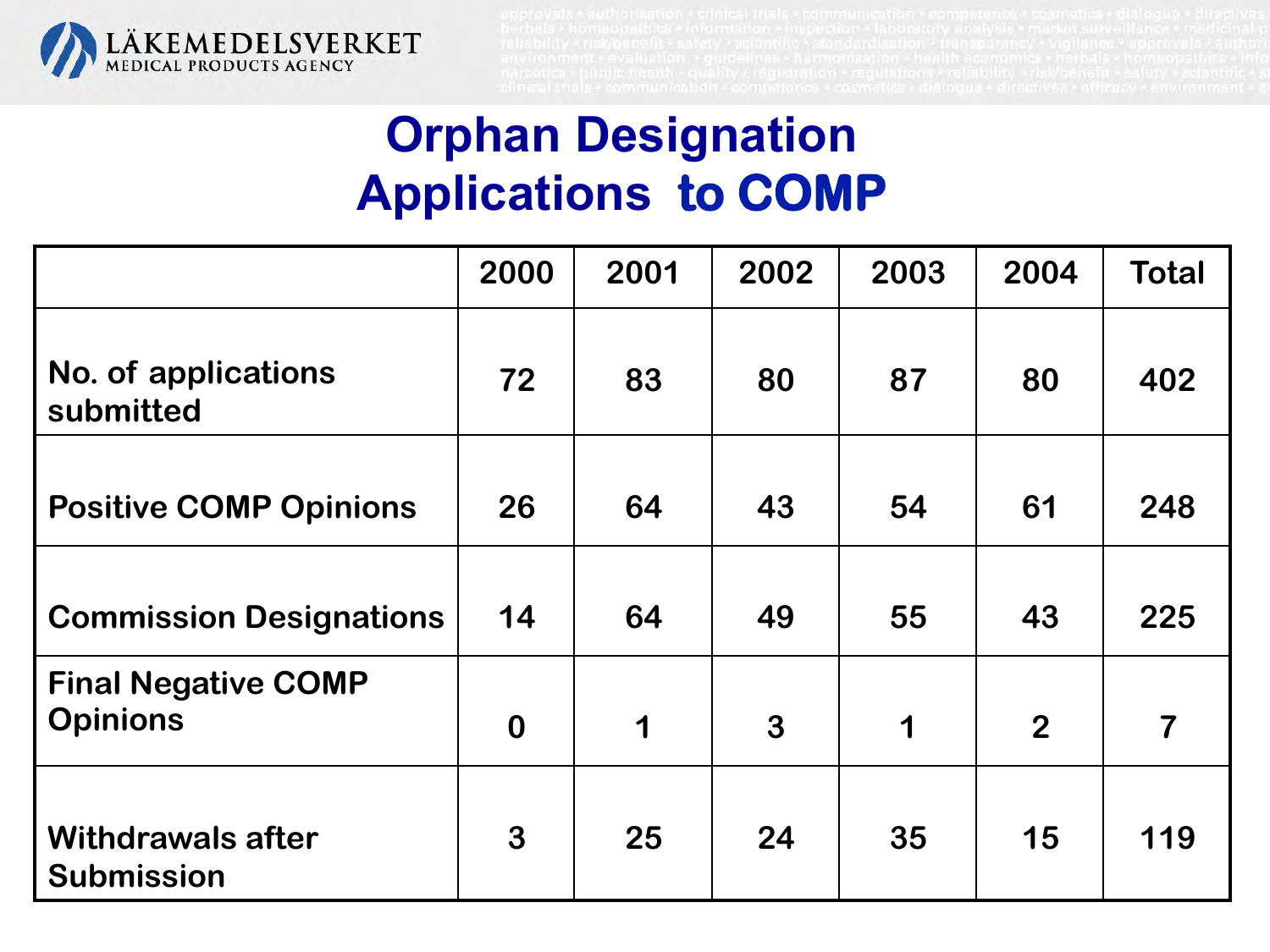# Orphan Designation Applications to COMP

| | 2000 | 2001 | 2002 | 2003 | 2004 | Total |
|---|---|---|---|---|---|---|
| No. of applications submitted | 72 | 83 | 80 | 87 | 80 | 402 |
| Positive COMP Opinions | 26 | 64 | 43 | 54 | 61 | 248 |
| Commission Designations | 14 | 64 | 49 | 55 | 43 | 225 |
| Final Negative COMP Opinions | 0 | 1 | 3 | 1 | 2 | 7 |
| Withdrawals after Submission | 3 | 25 | 24 | 35 | 15 | 119 |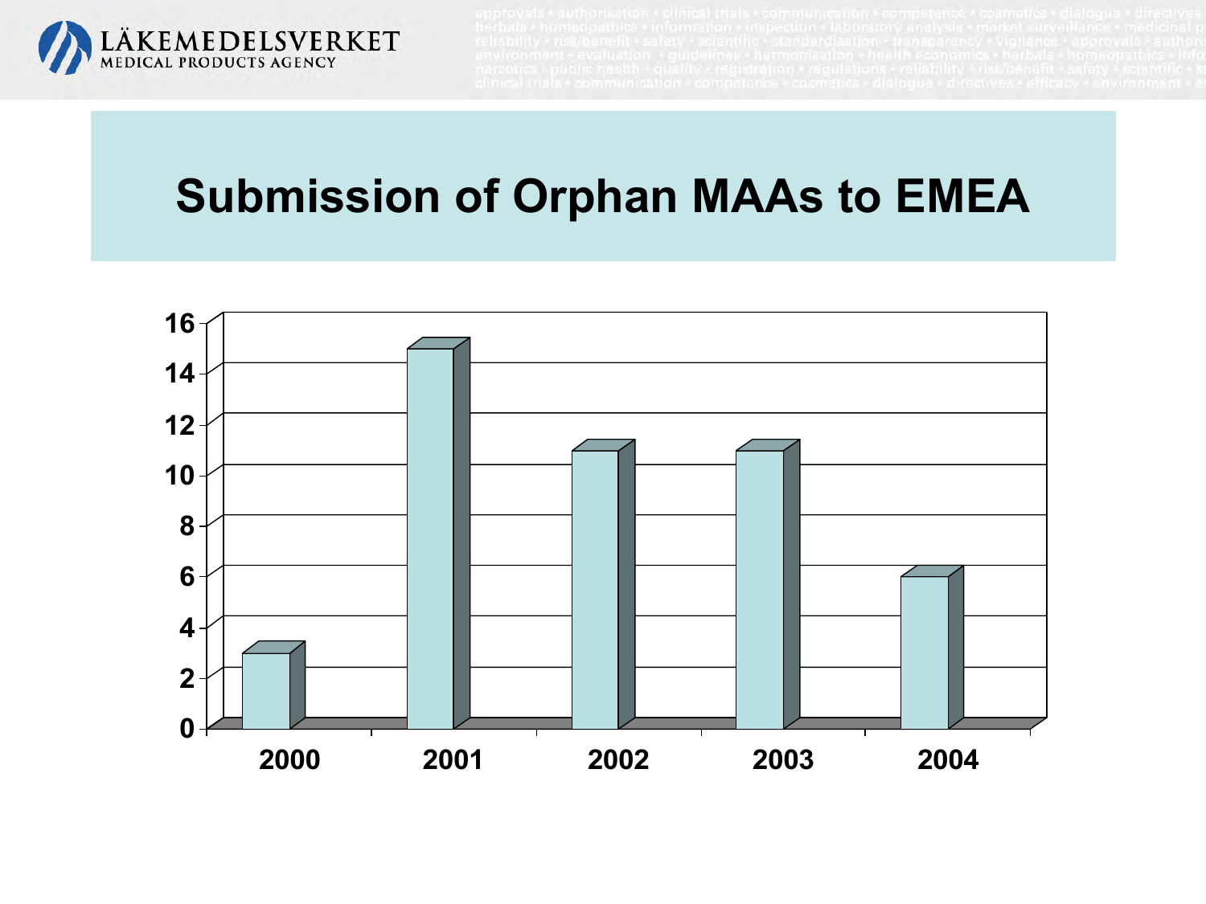## Submission of Orphan MAAs to EMEA

| Year | Submissions |
| --- | --- |
| 2000 | 3 |
| 2001 | 15 |
| 2002 | 11 |
| 2003 | 11 |
| 2004 | 6 |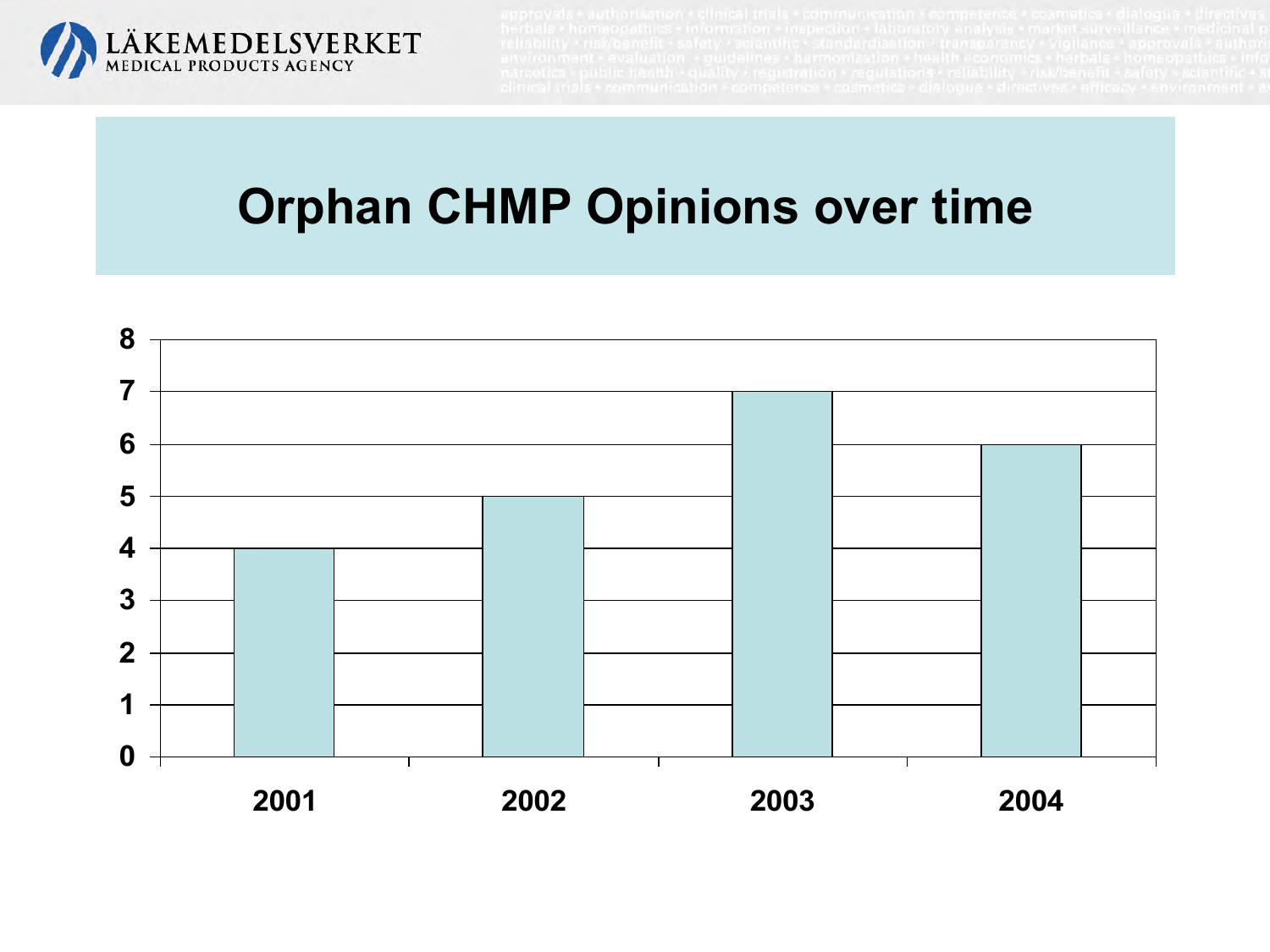# Orphan CHMP Opinions over time

| Year | Opinions |
|---|---|
| 2001 | 4 |
| 2002 | 5 |
| 2003 | 7 |
| 2004 | 6 |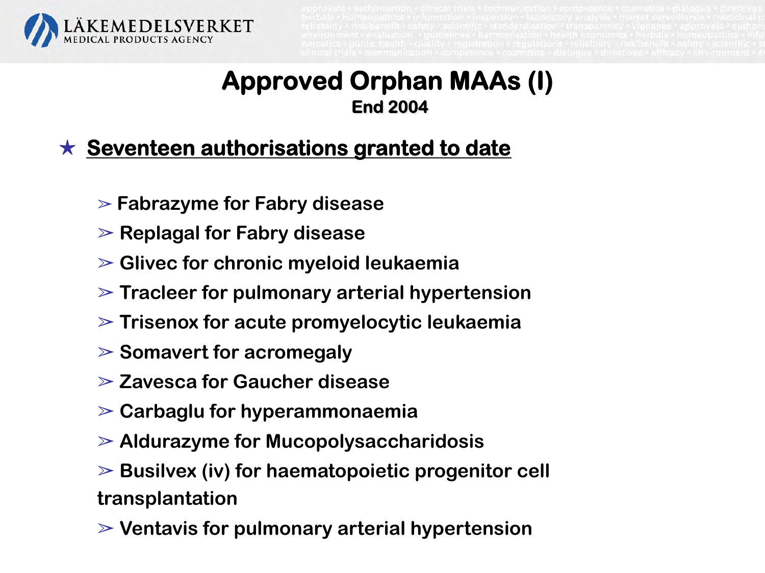# Approved Orphan MAAs (I)

**End 2004**

★ **Seventeen authorisations granted to date**

- Fabrazyme for Fabry disease
- Replagal for Fabry disease
- Glivec for chronic myeloid leukaemia
- Tracleer for pulmonary arterial hypertension
- Trisenox for acute promyelocytic leukaemia
- Somavert for acromegaly
- Zavesca for Gaucher disease
- Carbaglu for hyperammonaemia
- Aldurazyme for Mucopolysaccharidosis
- Busilvex (iv) for haematopoietic progenitor cell transplantation
- Ventavis for pulmonary arterial hypertension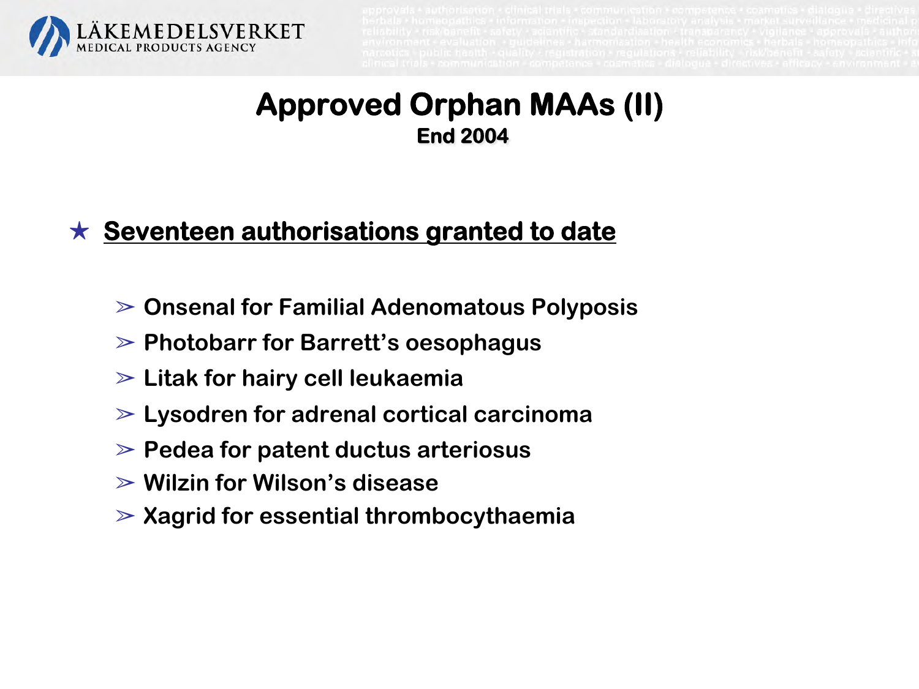# Approved Orphan MAAs (II)

**End 2004**

- **Seventeen authorisations granted to date**
  - Onsenal for Familial Adenomatous Polyposis
  - Photobarr for Barrett's oesophagus
  - Litak for hairy cell leukaemia
  - Lysodren for adrenal cortical carcinoma
  - Pedea for patent ductus arteriosus
  - Wilzin for Wilson's disease
  - Xagrid for essential thrombocythaemia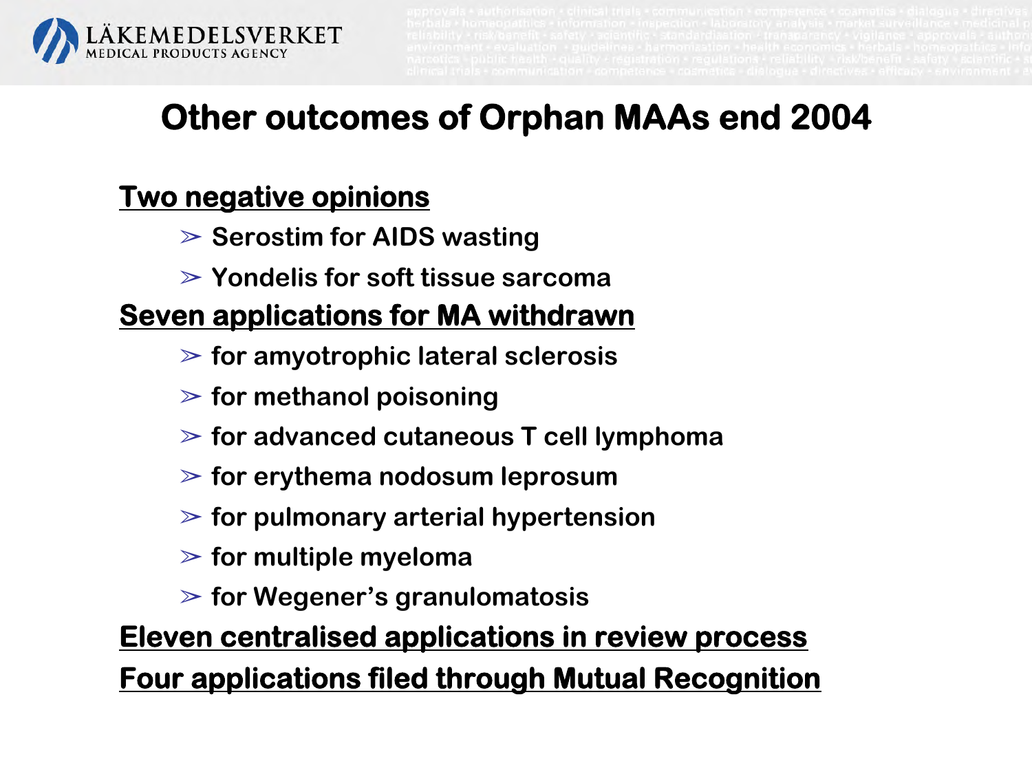# Other outcomes of Orphan MAAs end 2004

**Two negative opinions**

- Serostim for AIDS wasting
- Yondelis for soft tissue sarcoma

**Seven applications for MA withdrawn**

- for amyotrophic lateral sclerosis
- for methanol poisoning
- for advanced cutaneous T cell lymphoma
- for erythema nodosum leprosum
- for pulmonary arterial hypertension
- for multiple myeloma
- for Wegener's granulomatosis

**Eleven centralised applications in review process**

**Four applications filed through Mutual Recognition**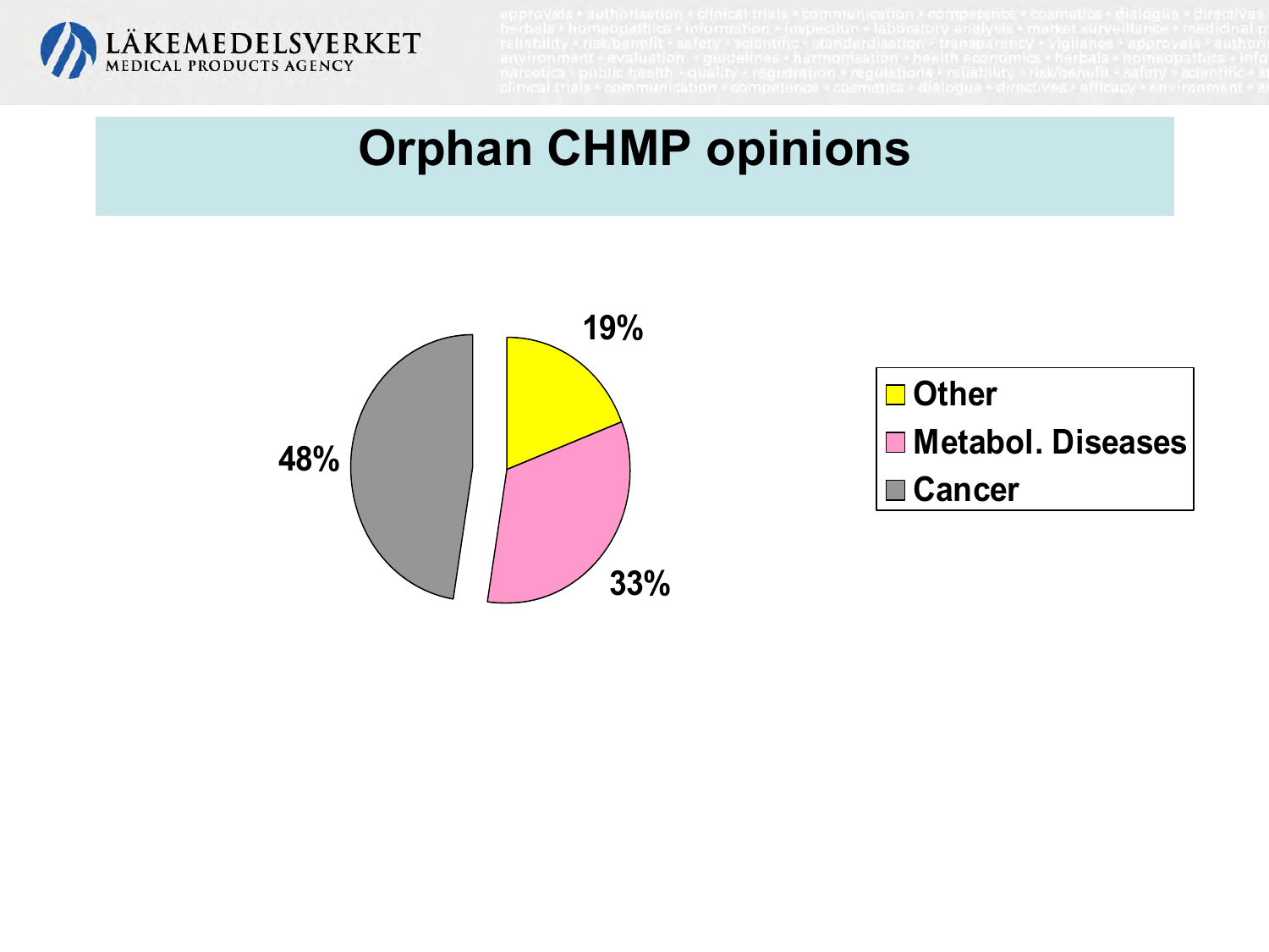# Orphan CHMP opinions

| Category | Share |
|---|---|
| Other | 19% |
| Metabol. Diseases | 33% |
| Cancer | 48% |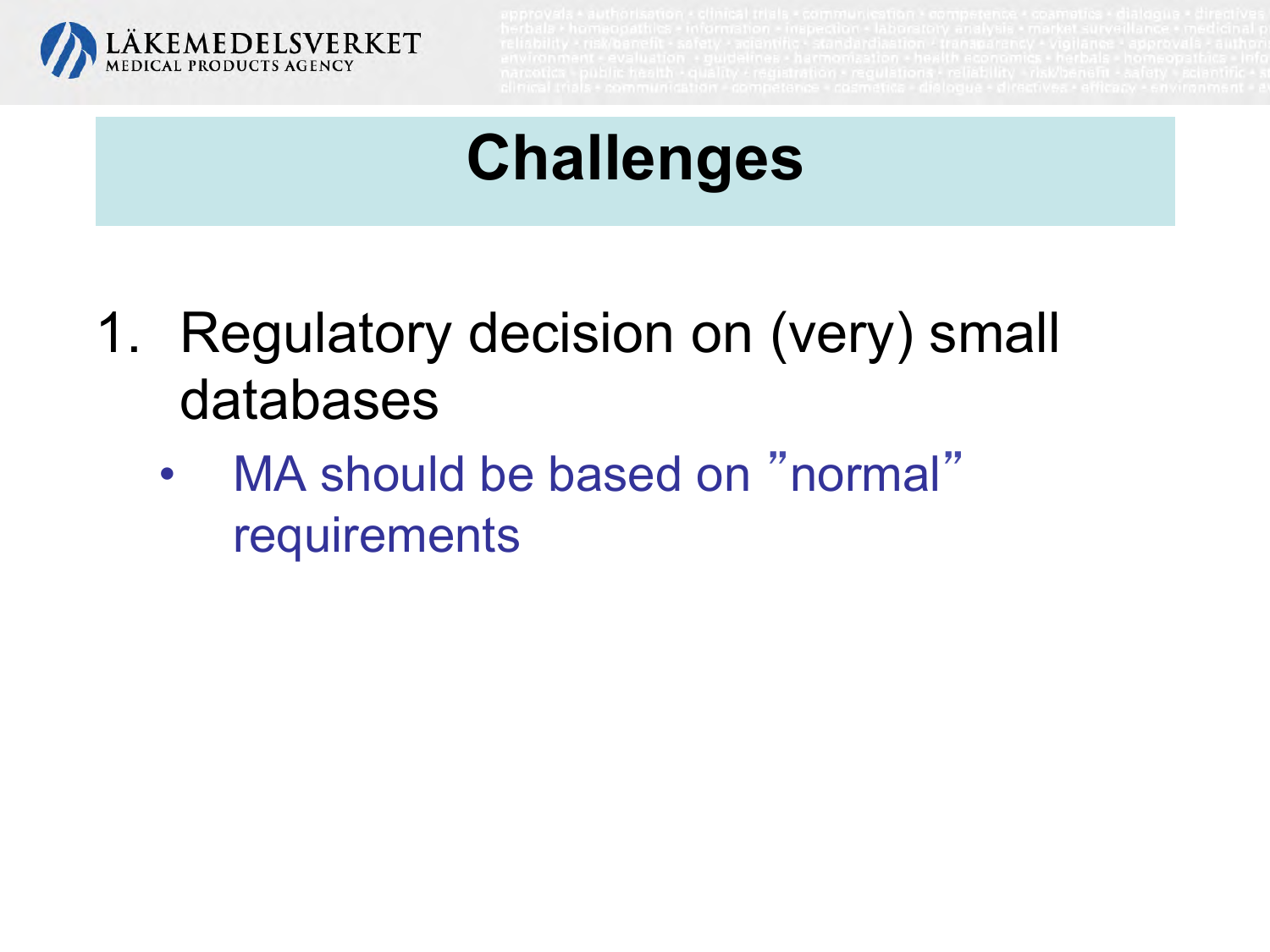# Challenges

1. Regulatory decision on (very) small databases
   - MA should be based on ”normal” requirements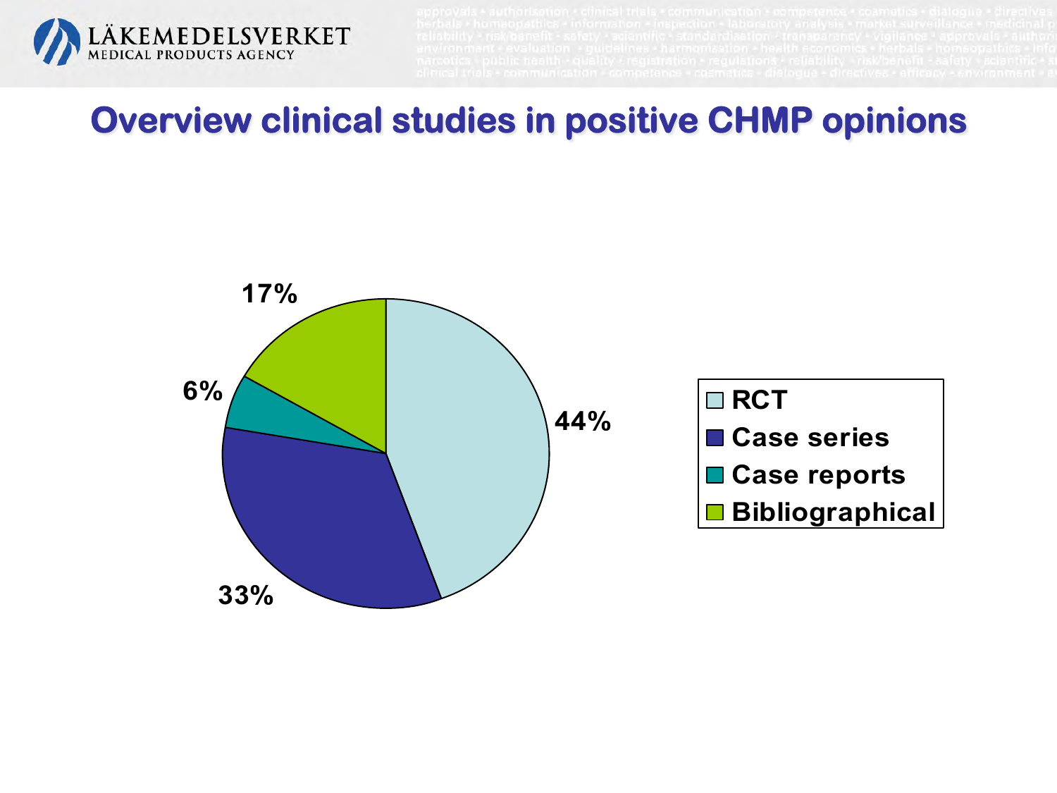# Overview clinical studies in positive CHMP opinions

| Study type | Percentage |
|---|---|
| RCT | 44% |
| Case series | 33% |
| Case reports | 6% |
| Bibliographical | 17% |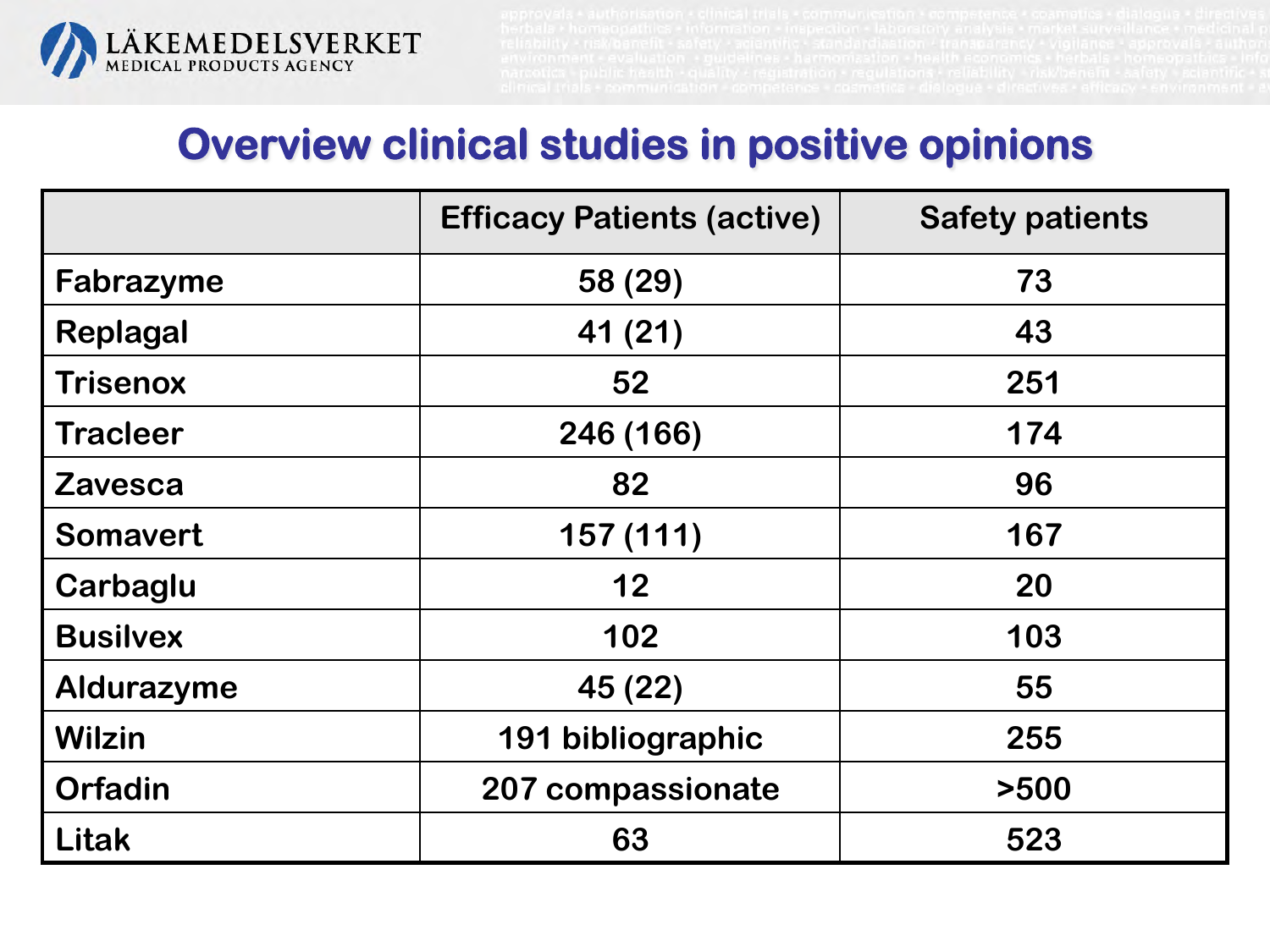# Overview clinical studies in positive opinions

| | Efficacy Patients (active) | Safety patients |
|---|---|---|
| Fabrazyme | 58 (29) | 73 |
| Replagal | 41 (21) | 43 |
| Trisenox | 52 | 251 |
| Tracleer | 246 (166) | 174 |
| Zavesca | 82 | 96 |
| Somavert | 157 (111) | 167 |
| Carbaglu | 12 | 20 |
| Busilvex | 102 | 103 |
| Aldurazyme | 45 (22) | 55 |
| Wilzin | 191 bibliographic | 255 |
| Orfadin | 207 compassionate | >500 |
| Litak | 63 | 523 |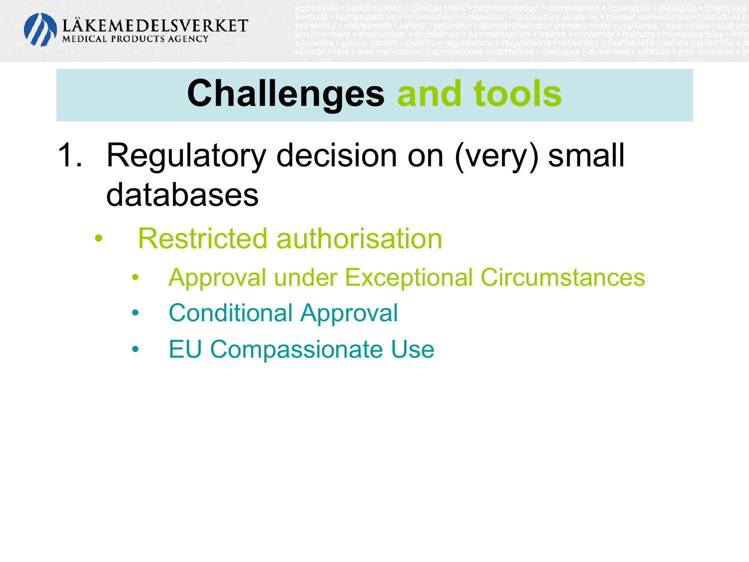# Challenges and tools

1. Regulatory decision on (very) small databases
   - Restricted authorisation
     - Approval under Exceptional Circumstances
     - Conditional Approval
     - EU Compassionate Use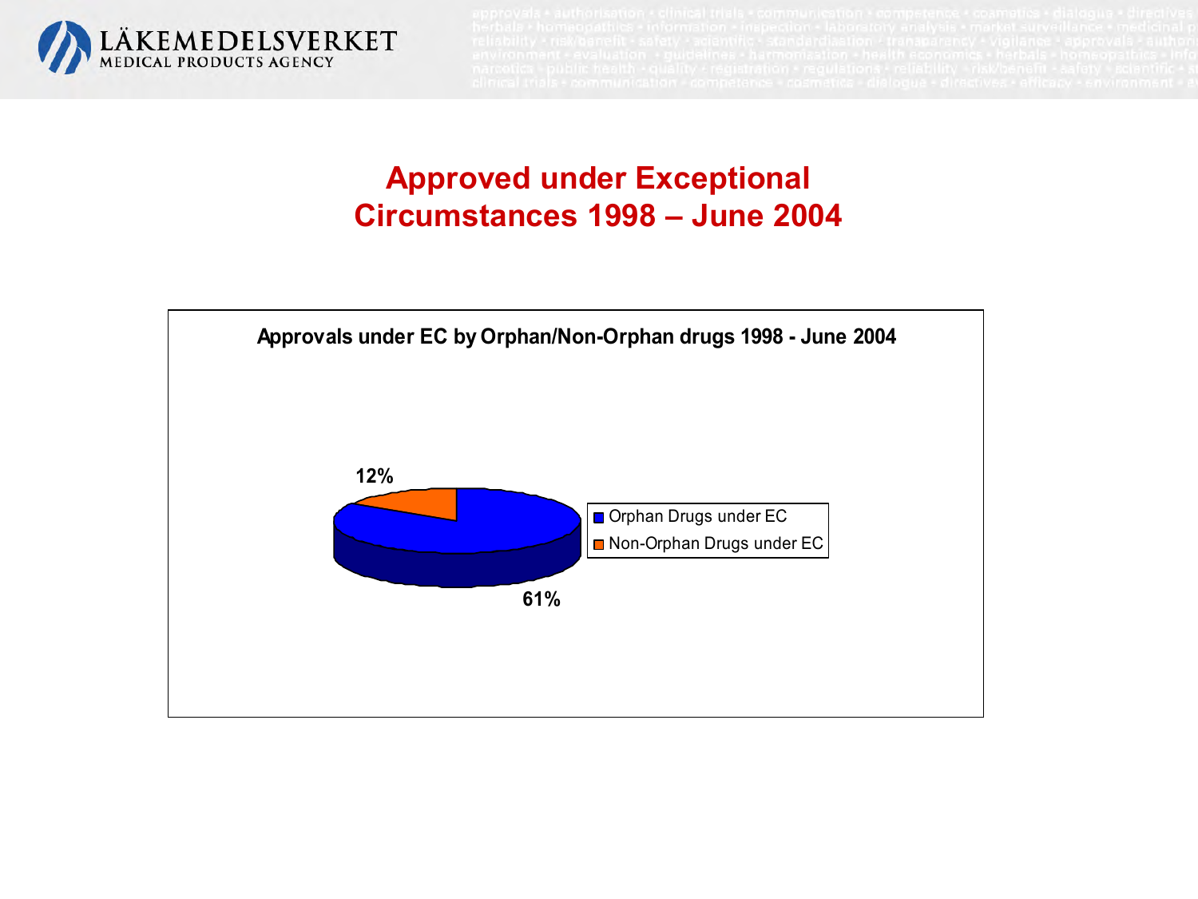# Approved under Exceptional Circumstances 1998 – June 2004

**Approvals under EC by Orphan/Non-Orphan drugs 1998 - June 2004**

12%

61%

- Orphan Drugs under EC
- Non-Orphan Drugs under EC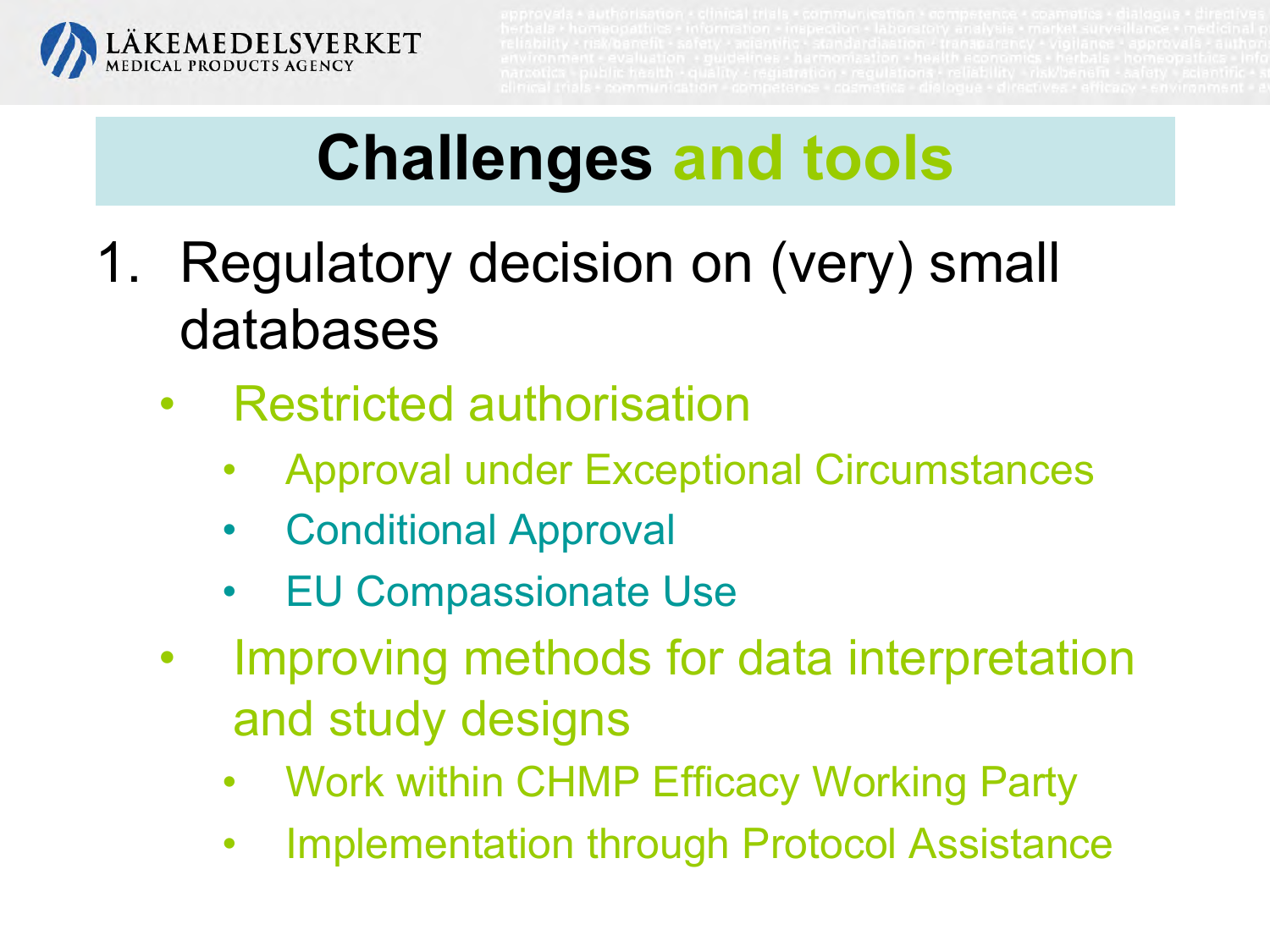# Challenges and tools

1. Regulatory decision on (very) small databases
   - Restricted authorisation
     - Approval under Exceptional Circumstances
     - Conditional Approval
     - EU Compassionate Use
   - Improving methods for data interpretation and study designs
     - Work within CHMP Efficacy Working Party
     - Implementation through Protocol Assistance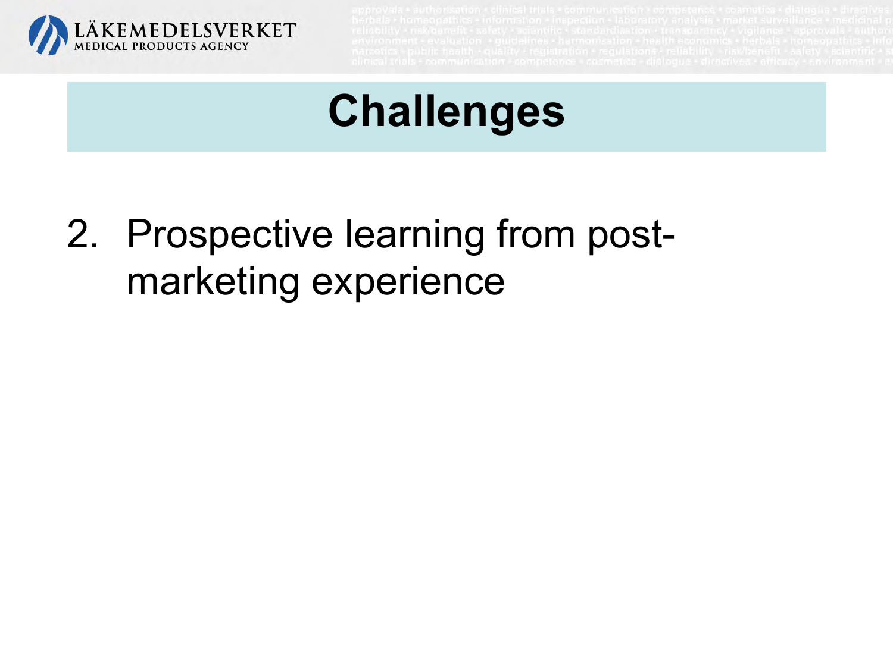# Challenges

2. Prospective learning from post-marketing experience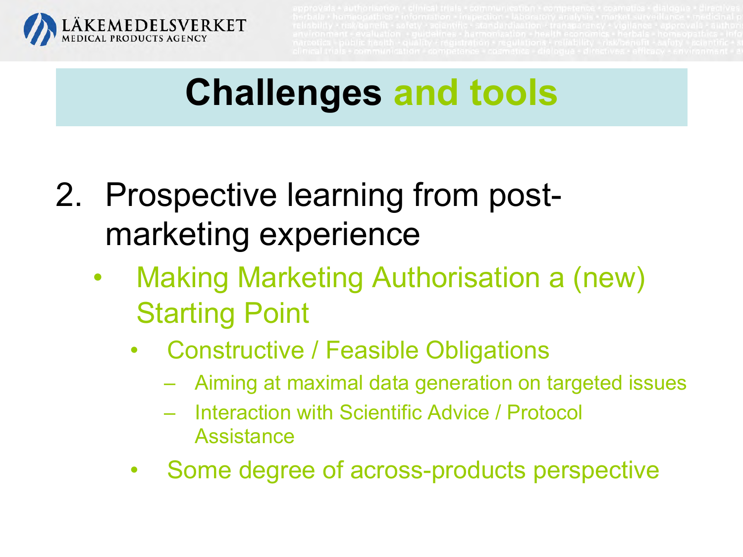# Challenges and tools

2. Prospective learning from post-marketing experience
   - Making Marketing Authorisation a (new) Starting Point
     - Constructive / Feasible Obligations
       - Aiming at maximal data generation on targeted issues
       - Interaction with Scientific Advice / Protocol Assistance
     - Some degree of across-products perspective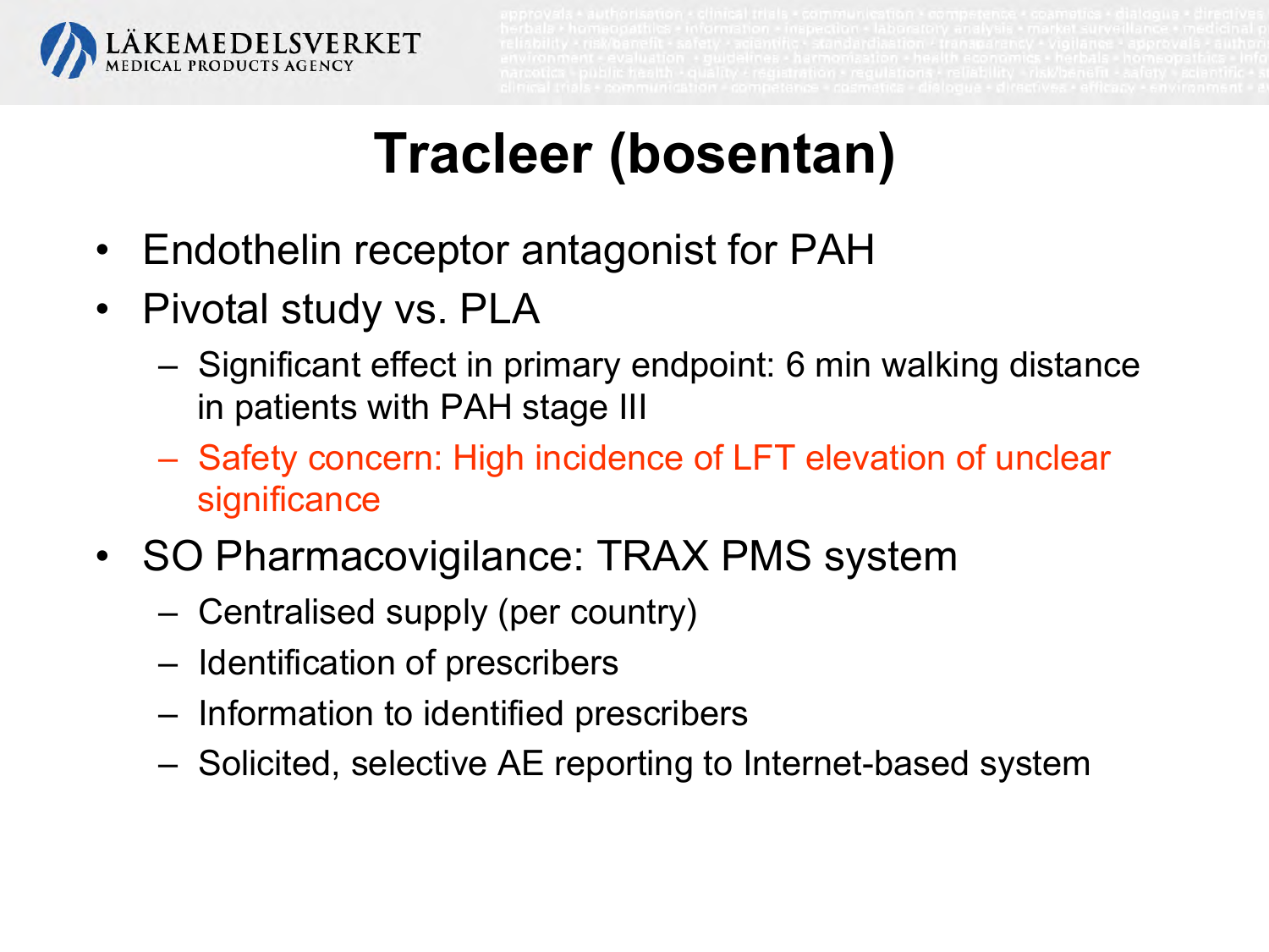# Tracleer (bosentan)

- Endothelin receptor antagonist for PAH
- Pivotal study vs. PLA
  - Significant effect in primary endpoint: 6 min walking distance in patients with PAH stage III
  - Safety concern: High incidence of LFT elevation of unclear significance
- SO Pharmacovigilance: TRAX PMS system
  - Centralised supply (per country)
  - Identification of prescribers
  - Information to identified prescribers
  - Solicited, selective AE reporting to Internet-based system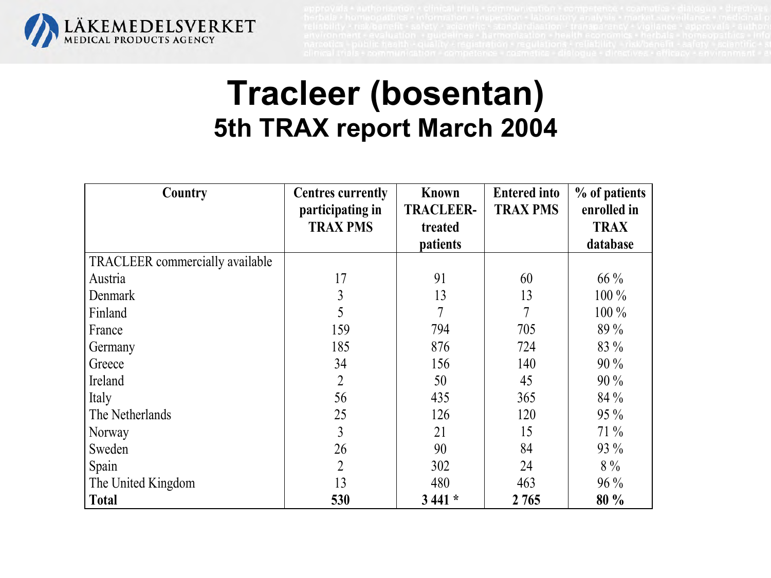# Tracleer (bosentan)

## 5th TRAX report March 2004

| Country | Centres currently participating in TRAX PMS | Known TRACLEER-treated patients | Entered into TRAX PMS | % of patients enrolled in TRAX database |
|---|---|---|---|---|
| TRACLEER commercially available | | | | |
| Austria | 17 | 91 | 60 | 66 % |
| Denmark | 3 | 13 | 13 | 100 % |
| Finland | 5 | 7 | 7 | 100 % |
| France | 159 | 794 | 705 | 89 % |
| Germany | 185 | 876 | 724 | 83 % |
| Greece | 34 | 156 | 140 | 90 % |
| Ireland | 2 | 50 | 45 | 90 % |
| Italy | 56 | 435 | 365 | 84 % |
| The Netherlands | 25 | 126 | 120 | 95 % |
| Norway | 3 | 21 | 15 | 71 % |
| Sweden | 26 | 90 | 84 | 93 % |
| Spain | 2 | 302 | 24 | 8 % |
| The United Kingdom | 13 | 480 | 463 | 96 % |
| **Total** | **530** | **3 441 *** | **2 765** | **80 %** |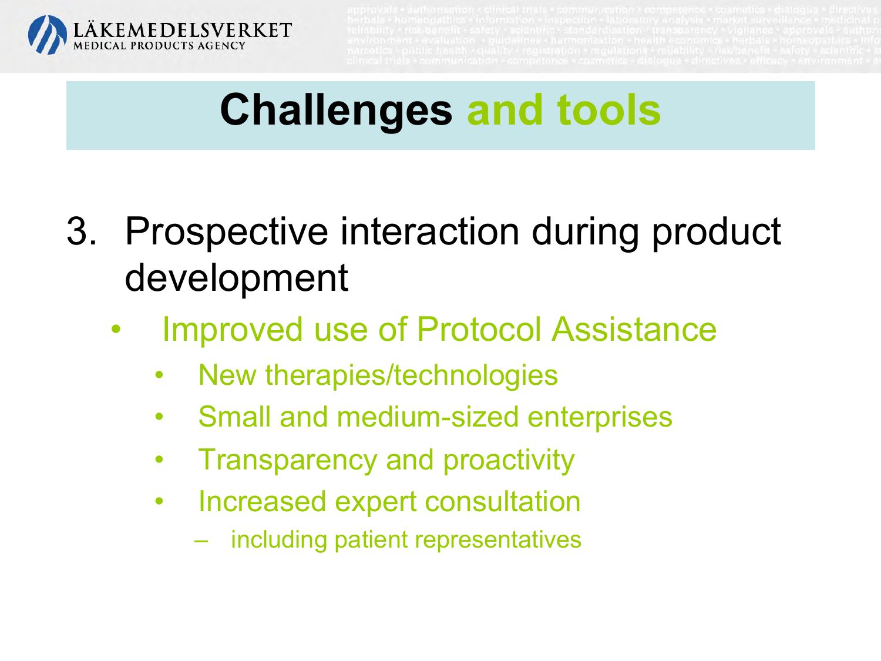# Challenges and tools

3. Prospective interaction during product development
   - Improved use of Protocol Assistance
     - New therapies/technologies
     - Small and medium-sized enterprises
     - Transparency and proactivity
     - Increased expert consultation
       - including patient representatives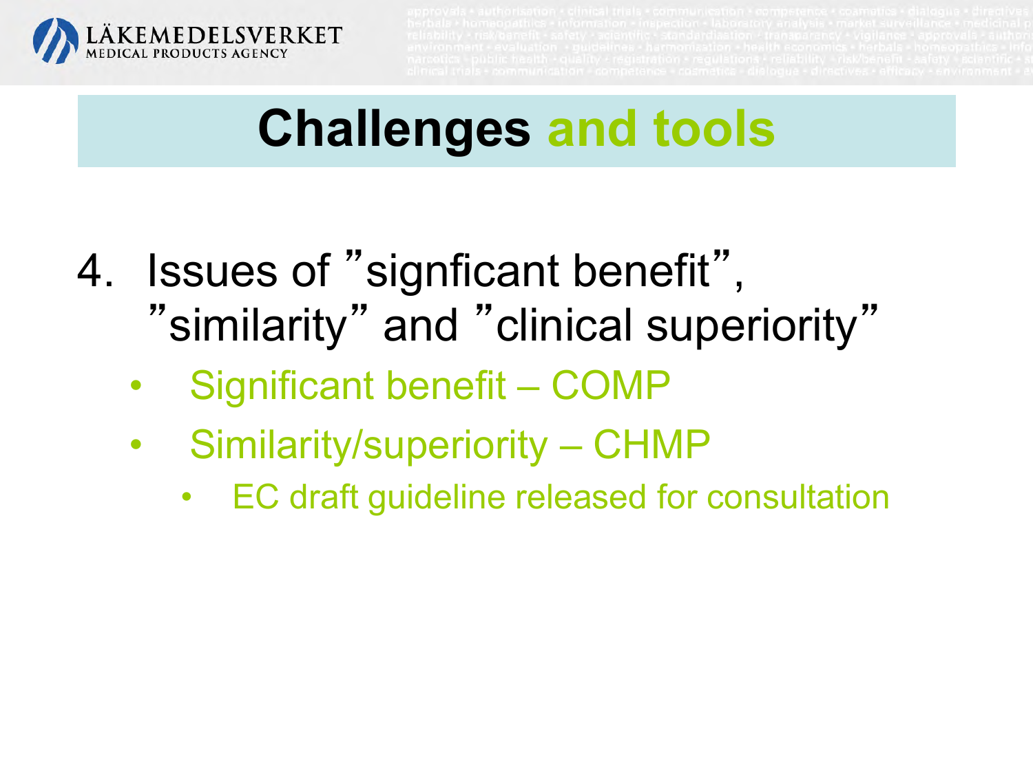# Challenges and tools

4. Issues of ”signficant benefit”, ”similarity” and ”clinical superiority”
   - Significant benefit – COMP
   - Similarity/superiority – CHMP
     - EC draft guideline released for consultation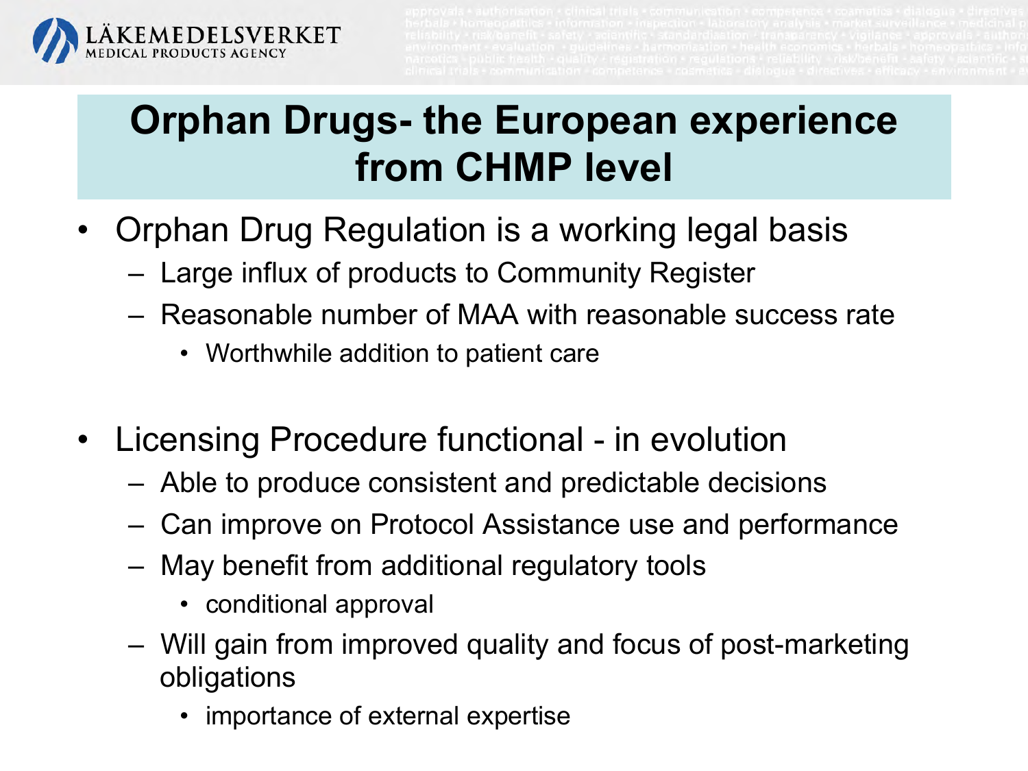# Orphan Drugs- the European experience from CHMP level

- Orphan Drug Regulation is a working legal basis
  - Large influx of products to Community Register
  - Reasonable number of MAA with reasonable success rate
    - Worthwhile addition to patient care

- Licensing Procedure functional - in evolution
  - Able to produce consistent and predictable decisions
  - Can improve on Protocol Assistance use and performance
  - May benefit from additional regulatory tools
    - conditional approval
  - Will gain from improved quality and focus of post-marketing obligations
    - importance of external expertise